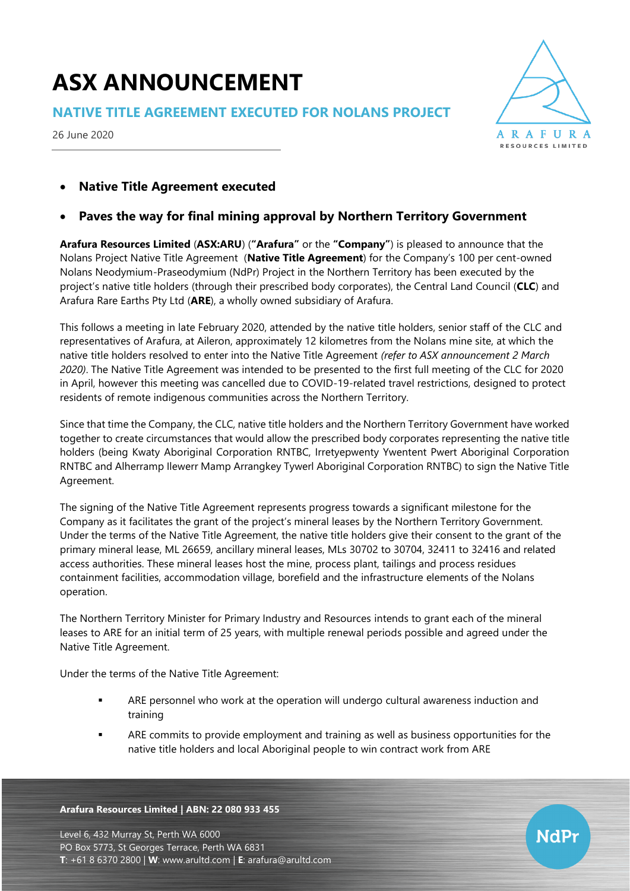# ASX ANNOUNCEMENT

## NATIVE TITLE AGREEMENT EXECUTED FOR NOLANS PROJECT

26 June 2020

- **Native Title Agreement executed**
- **Paves the way for final mining approval by Northern Territory Government**

**Arafura Resources Limited** (**ASX:ARU**) (**"Arafura"** or the **"Company"**) is pleased to announce that the Nolans Project Native Title Agreement (**Native Title Agreement**) for the Company's 100 per cent-owned Nolans Neodymium-Praseodymium (NdPr) Project in the Northern Territory has been executed by the project's native title holders (through their prescribed body corporates), the Central Land Council (**CLC**) and Arafura Rare Earths Pty Ltd (**ARE**), a wholly owned subsidiary of Arafura.

This follows a meeting in late February 2020, attended by the native title holders, senior staff of the CLC and representatives of Arafura, at Aileron, approximately 12 kilometres from the Nolans mine site, at which the native title holders resolved to enter into the Native Title Agreement *(refer to ASX announcement 2 March 2020)*. The Native Title Agreement was intended to be presented to the first full meeting of the CLC for 2020 in April, however this meeting was cancelled due to COVID-19-related travel restrictions, designed to protect residents of remote indigenous communities across the Northern Territory.

Since that time the Company, the CLC, native title holders and the Northern Territory Government have worked together to create circumstances that would allow the prescribed body corporates representing the native title holders (being Kwaty Aboriginal Corporation RNTBC, Irretyepwenty Ywentent Pwert Aboriginal Corporation RNTBC and Alherramp Ilewerr Mamp Arrangkey Tywerl Aboriginal Corporation RNTBC) to sign the Native Title Agreement.

The signing of the Native Title Agreement represents progress towards a significant milestone for the Company as it facilitates the grant of the project's mineral leases by the Northern Territory Government. Under the terms of the Native Title Agreement, the native title holders give their consent to the grant of the primary mineral lease, ML 26659, ancillary mineral leases, MLs 30702 to 30704, 32411 to 32416 and related access authorities. These mineral leases host the mine, process plant, tailings and process residues containment facilities, accommodation village, borefield and the infrastructure elements of the Nolans operation.

The Northern Territory Minister for Primary Industry and Resources intends to grant each of the mineral leases to ARE for an initial term of 25 years, with multiple renewal periods possible and agreed under the Native Title Agreement.

Under the terms of the Native Title Agreement:

- ARE personnel who work at the operation will undergo cultural awareness induction and training
- ARE commits to provide employment and training as well as business opportunities for the native title holders and local Aboriginal people to win contract work from ARE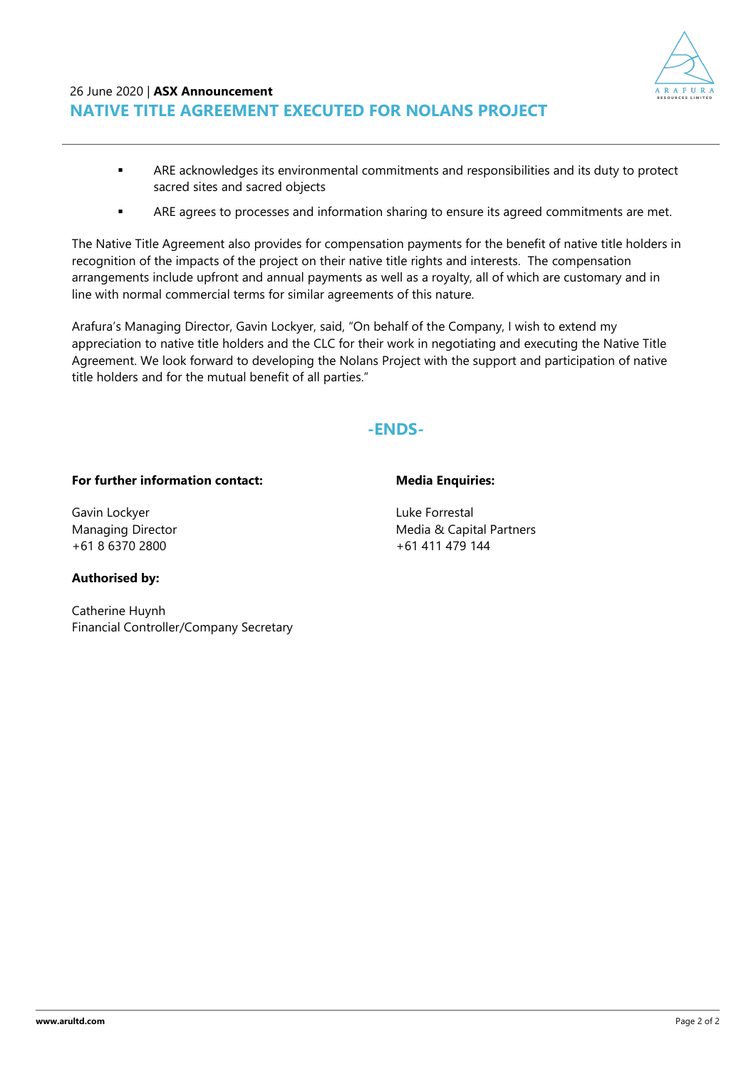- ARE acknowledges its environmental commitments and responsibilities and its duty to protect sacred sites and sacred objects
- ARE agrees to processes and information sharing to ensure its agreed commitments are met.

The Native Title Agreement also provides for compensation payments for the benefit of native title holders in recognition of the impacts of the project on their native title rights and interests. The compensation arrangements include upfront and annual payments as well as a royalty, all of which are customary and in line with normal commercial terms for similar agreements of this nature.

Arafura's Managing Director, Gavin Lockyer, said, "On behalf of the Company, I wish to extend my appreciation to native title holders and the CLC for their work in negotiating and executing the Native Title Agreement. We look forward to developing the Nolans Project with the support and participation of native title holders and for the mutual benefit of all parties."

**-ENDS-**

**For further information contact:**

Gavin Lockyer
Managing Director
+61 8 6370 2800

**Media Enquiries:**

Luke Forrestal
Media & Capital Partners
+61 411 479 144

**Authorised by:**

Catherine Huynh
Financial Controller/Company Secretary